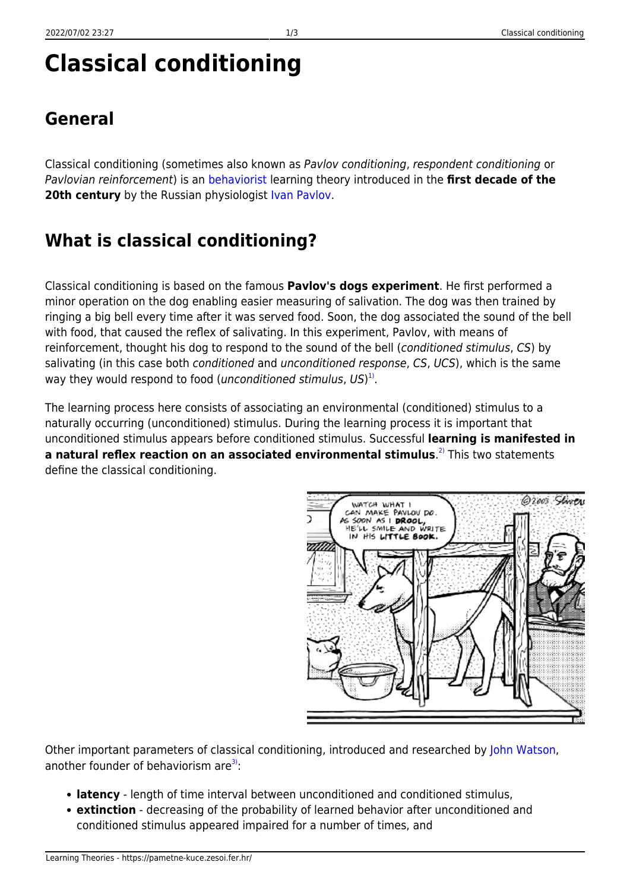# Classical conditioning

## General

Classical conditioning (sometimes also known as *Pavlov conditioning*, *respondent conditioning* or *Pavlovian reinforcement*) is an behaviorist learning theory introduced in the **first decade of the 20th century** by the Russian physiologist Ivan Pavlov.

## What is classical conditioning?

Classical conditioning is based on the famous **Pavlov's dogs experiment**. He first performed a minor operation on the dog enabling easier measuring of salivation. The dog was then trained by ringing a big bell every time after it was served food. Soon, the dog associated the sound of the bell with food, that caused the reflex of salivating. In this experiment, Pavlov, with means of reinforcement, thought his dog to respond to the sound of the bell (*conditioned stimulus*, *CS*) by salivating (in this case both *conditioned* and *unconditioned response*, *CS*, *UCS*), which is the same way they would respond to food (*unconditioned stimulus*, *US*)[1].

The learning process here consists of associating an environmental (conditioned) stimulus to a naturally occurring (unconditioned) stimulus. During the learning process it is important that unconditioned stimulus appears before conditioned stimulus. Successful **learning is manifested in a natural reflex reaction on an associated environmental stimulus**.[2] This two statements define the classical conditioning.

Other important parameters of classical conditioning, introduced and researched by John Watson, another founder of behaviorism are[3]:

- **latency** - length of time interval between unconditioned and conditioned stimulus,
- **extinction** - decreasing of the probability of learned behavior after unconditioned and conditioned stimulus appeared impaired for a number of times, and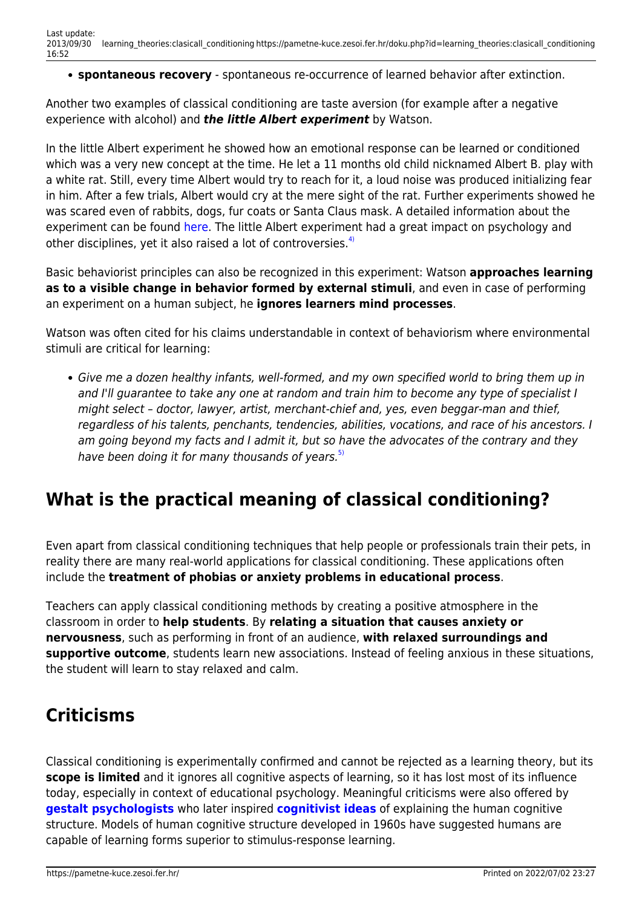- **spontaneous recovery** - spontaneous re-occurrence of learned behavior after extinction.

Another two examples of classical conditioning are taste aversion (for example after a negative experience with alcohol) and ***the little Albert experiment*** by Watson.

In the little Albert experiment he showed how an emotional response can be learned or conditioned which was a very new concept at the time. He let a 11 months old child nicknamed Albert B. play with a white rat. Still, every time Albert would try to reach for it, a loud noise was produced initializing fear in him. After a few trials, Albert would cry at the mere sight of the rat. Further experiments showed he was scared even of rabbits, dogs, fur coats or Santa Claus mask. A detailed information about the experiment can be found here. The little Albert experiment had a great impact on psychology and other disciplines, yet it also raised a lot of controversies.[4)]

Basic behaviorist principles can also be recognized in this experiment: Watson **approaches learning as to a visible change in behavior formed by external stimuli**, and even in case of performing an experiment on a human subject, he **ignores learners mind processes**.

Watson was often cited for his claims understandable in context of behaviorism where environmental stimuli are critical for learning:

- *Give me a dozen healthy infants, well-formed, and my own specified world to bring them up in and I'll guarantee to take any one at random and train him to become any type of specialist I might select – doctor, lawyer, artist, merchant-chief and, yes, even beggar-man and thief, regardless of his talents, penchants, tendencies, abilities, vocations, and race of his ancestors. I am going beyond my facts and I admit it, but so have the advocates of the contrary and they have been doing it for many thousands of years.*[5)]

## What is the practical meaning of classical conditioning?

Even apart from classical conditioning techniques that help people or professionals train their pets, in reality there are many real-world applications for classical conditioning. These applications often include the **treatment of phobias or anxiety problems in educational process**.

Teachers can apply classical conditioning methods by creating a positive atmosphere in the classroom in order to **help students**. By **relating a situation that causes anxiety or nervousness**, such as performing in front of an audience, **with relaxed surroundings and supportive outcome**, students learn new associations. Instead of feeling anxious in these situations, the student will learn to stay relaxed and calm.

## Criticisms

Classical conditioning is experimentally confirmed and cannot be rejected as a learning theory, but its **scope is limited** and it ignores all cognitive aspects of learning, so it has lost most of its influence today, especially in context of educational psychology. Meaningful criticisms were also offered by **gestalt psychologists** who later inspired **cognitivist ideas** of explaining the human cognitive structure. Models of human cognitive structure developed in 1960s have suggested humans are capable of learning forms superior to stimulus-response learning.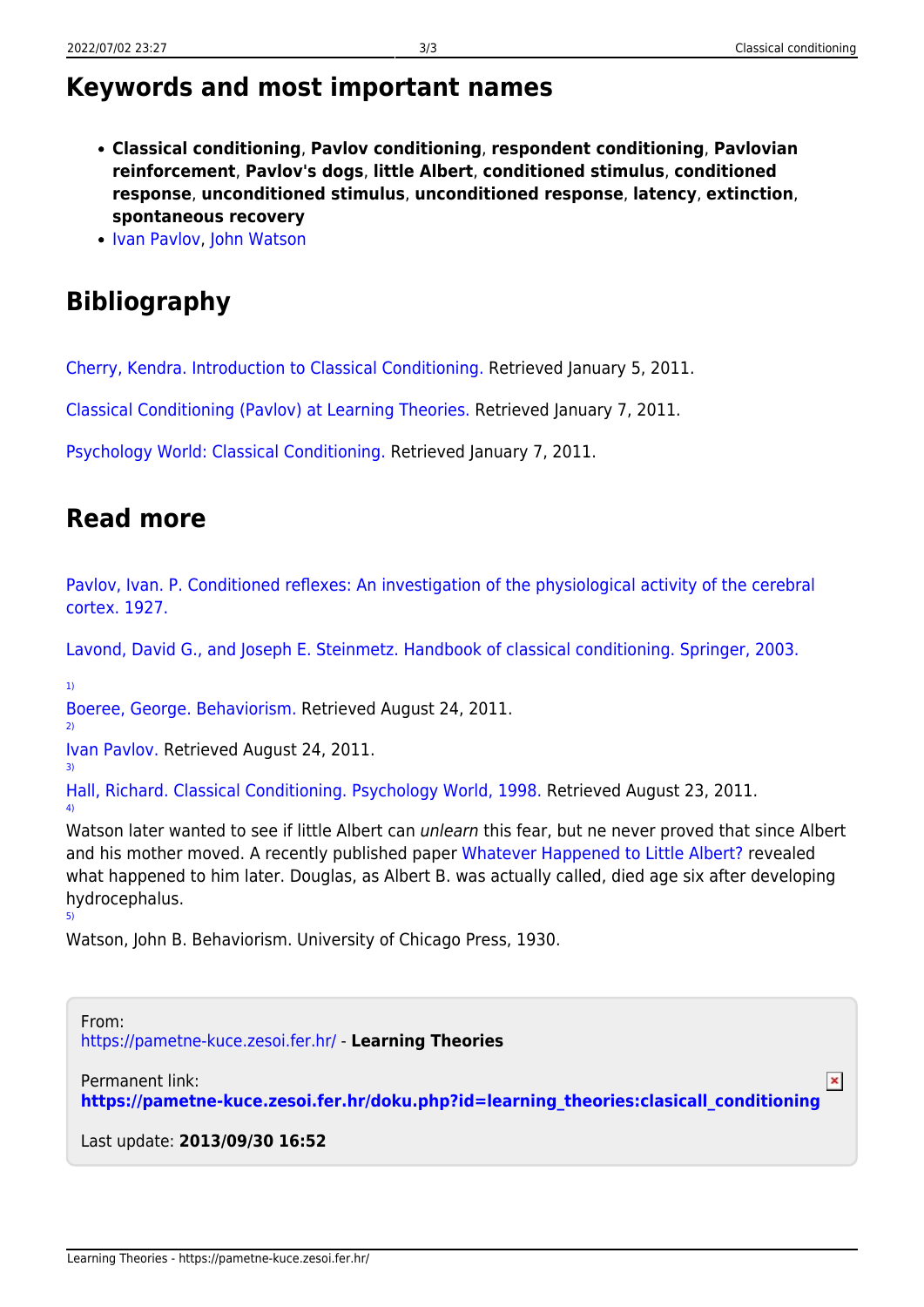## Keywords and most important names

- **Classical conditioning**, **Pavlov conditioning**, **respondent conditioning**, **Pavlovian reinforcement**, **Pavlov's dogs**, **little Albert**, **conditioned stimulus**, **conditioned response**, **unconditioned stimulus**, **unconditioned response**, **latency**, **extinction**, **spontaneous recovery**
- Ivan Pavlov, John Watson

## Bibliography

Cherry, Kendra. Introduction to Classical Conditioning. Retrieved January 5, 2011.

Classical Conditioning (Pavlov) at Learning Theories. Retrieved January 7, 2011.

Psychology World: Classical Conditioning. Retrieved January 7, 2011.

## Read more

Pavlov, Ivan. P. Conditioned reflexes: An investigation of the physiological activity of the cerebral cortex. 1927.

Lavond, David G., and Joseph E. Steinmetz. Handbook of classical conditioning. Springer, 2003.

1) Boeree, George. Behaviorism. Retrieved August 24, 2011.

2) Ivan Pavlov. Retrieved August 24, 2011.

3) Hall, Richard. Classical Conditioning. Psychology World, 1998. Retrieved August 23, 2011.

4) Watson later wanted to see if little Albert can *unlearn* this fear, but ne never proved that since Albert and his mother moved. A recently published paper Whatever Happened to Little Albert? revealed what happened to him later. Douglas, as Albert B. was actually called, died age six after developing hydrocephalus.

5) Watson, John B. Behaviorism. University of Chicago Press, 1930.

From:
https://pametne-kuce.zesoi.fer.hr/ - **Learning Theories**

Permanent link:
**https://pametne-kuce.zesoi.fer.hr/doku.php?id=learning_theories:clasicall_conditioning**

Last update: **2013/09/30 16:52**